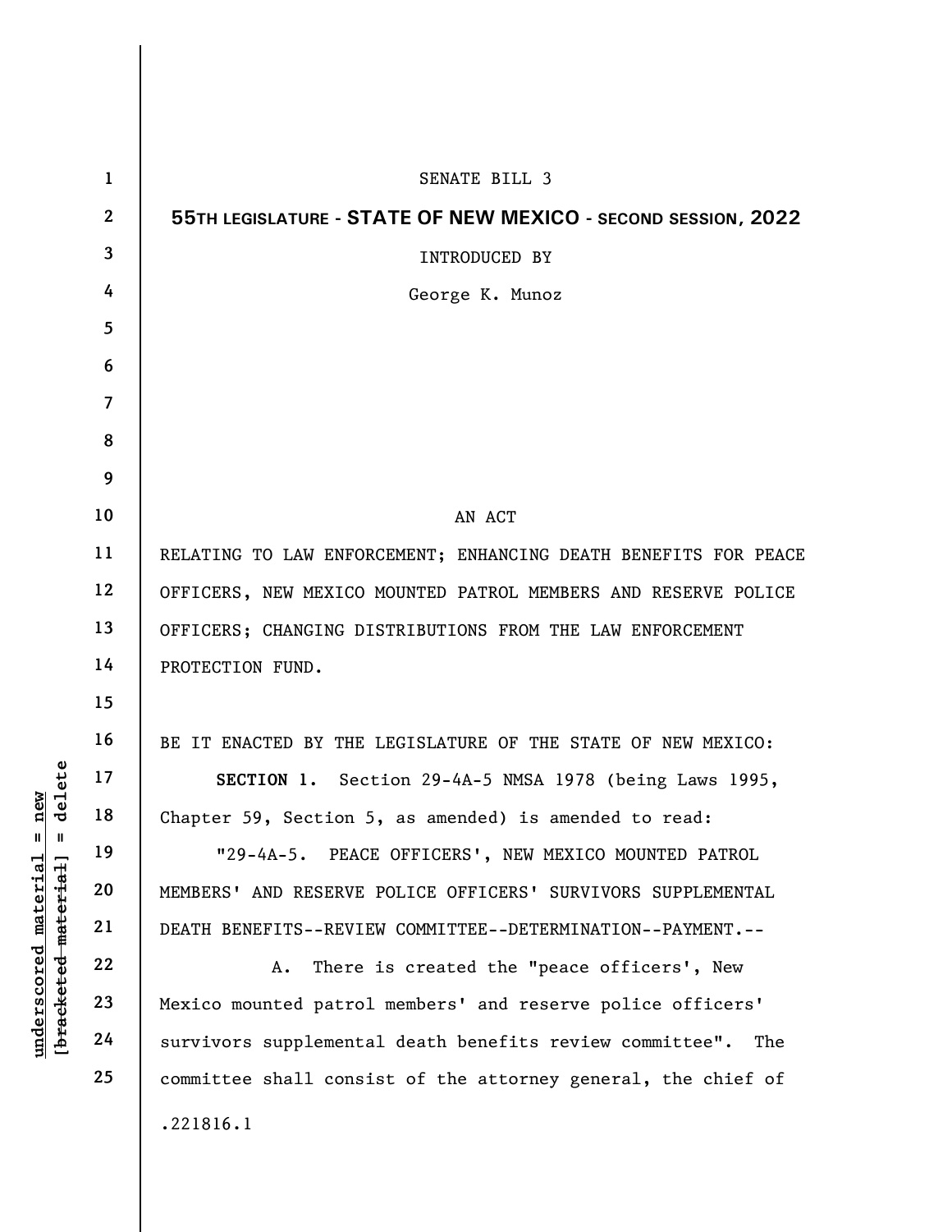SENATE BILL 3

**55TH LEGISLATURE - STATE OF NEW MEXICO - SECOND SESSION, 2022**

INTRODUCED BY

George K. Munoz

AN ACT

RELATING TO LAW ENFORCEMENT; ENHANCING DEATH BENEFITS FOR PEACE OFFICERS, NEW MEXICO MOUNTED PATROL MEMBERS AND RESERVE POLICE OFFICERS; CHANGING DISTRIBUTIONS FROM THE LAW ENFORCEMENT PROTECTION FUND.

BE IT ENACTED BY THE LEGISLATURE OF THE STATE OF NEW MEXICO:

**SECTION 1.** Section 29-4A-5 NMSA 1978 (being Laws 1995, Chapter 59, Section 5, as amended) is amended to read:

"29-4A-5. PEACE OFFICERS', NEW MEXICO MOUNTED PATROL MEMBERS' AND RESERVE POLICE OFFICERS' SURVIVORS SUPPLEMENTAL DEATH BENEFITS--REVIEW COMMITTEE--DETERMINATION--PAYMENT.--

A. There is created the "peace officers', New Mexico mounted patrol members' and reserve police officers' survivors supplemental death benefits review committee". The committee shall consist of the attorney general, the chief of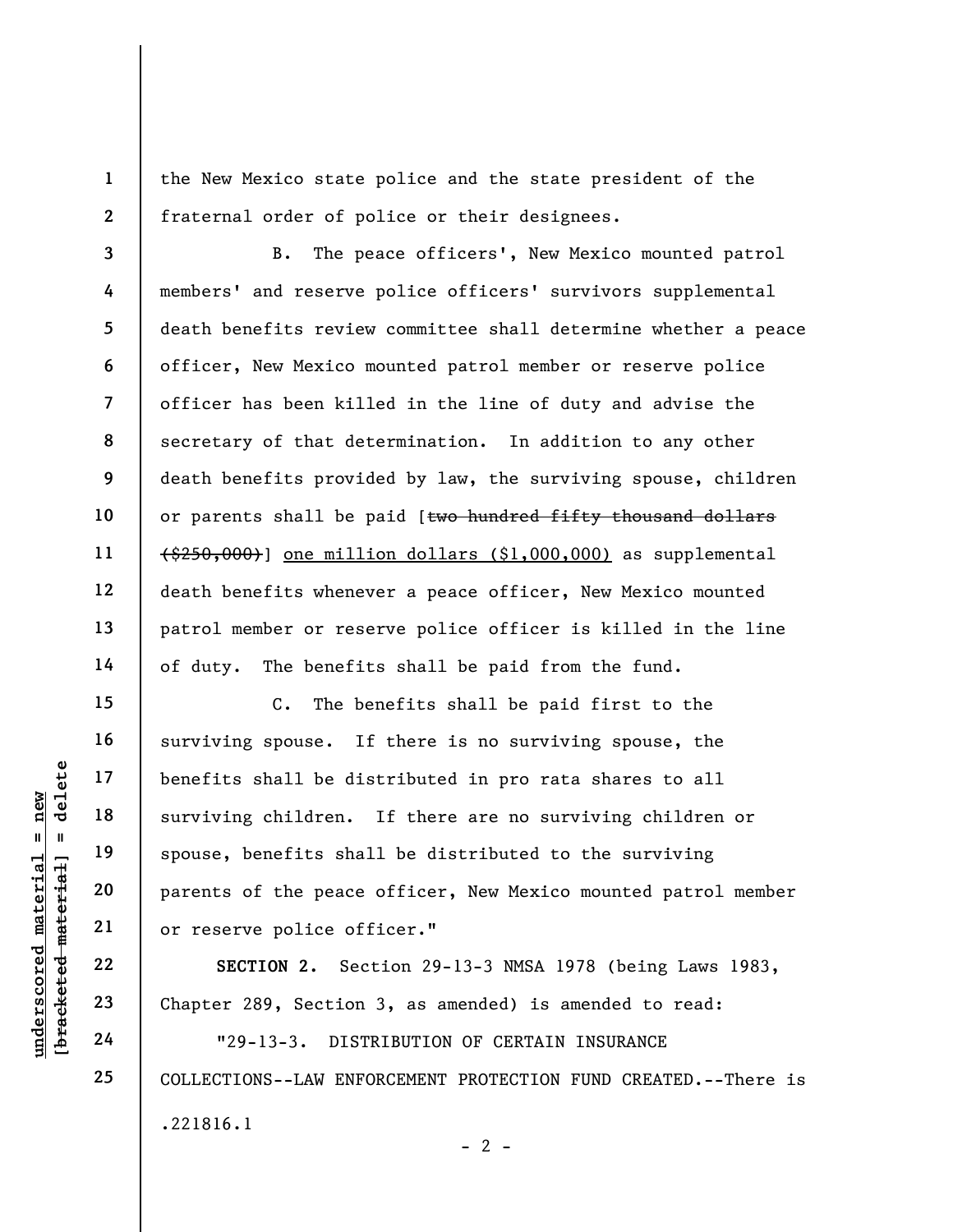the New Mexico state police and the state president of the fraternal order of police or their designees.

B. The peace officers', New Mexico mounted patrol members' and reserve police officers' survivors supplemental death benefits review committee shall determine whether a peace officer, New Mexico mounted patrol member or reserve police officer has been killed in the line of duty and advise the secretary of that determination. In addition to any other death benefits provided by law, the surviving spouse, children or parents shall be paid [~~two hundred fifty thousand dollars ($250,000)~~] <u>one million dollars ($1,000,000)</u> as supplemental death benefits whenever a peace officer, New Mexico mounted patrol member or reserve police officer is killed in the line of duty. The benefits shall be paid from the fund.

C. The benefits shall be paid first to the surviving spouse. If there is no surviving spouse, the benefits shall be distributed in pro rata shares to all surviving children. If there are no surviving children or spouse, benefits shall be distributed to the surviving parents of the peace officer, New Mexico mounted patrol member or reserve police officer."

**SECTION 2.** Section 29-13-3 NMSA 1978 (being Laws 1983, Chapter 289, Section 3, as amended) is amended to read:

"29-13-3. DISTRIBUTION OF CERTAIN INSURANCE COLLECTIONS--LAW ENFORCEMENT PROTECTION FUND CREATED.--There is

.221816.1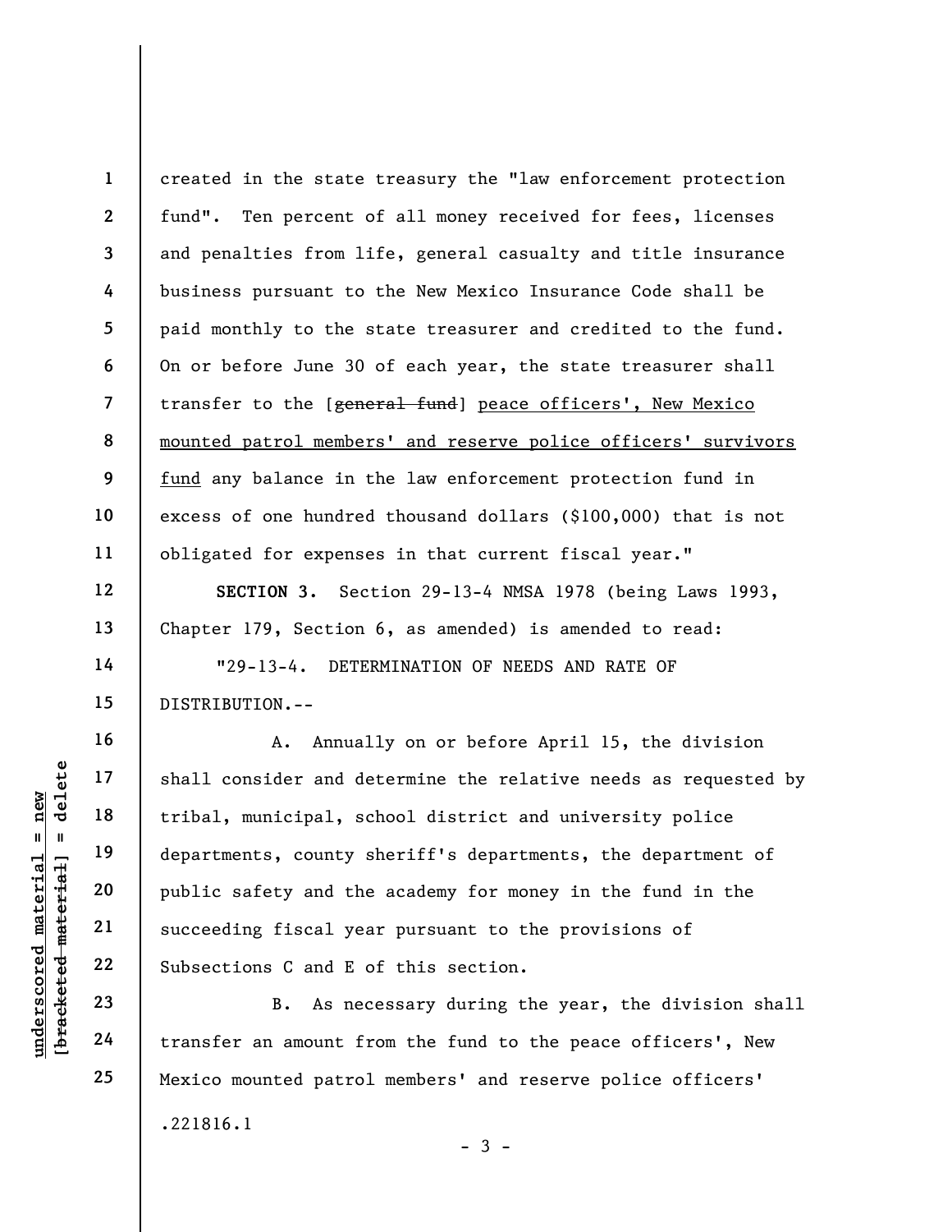created in the state treasury the "law enforcement protection fund". Ten percent of all money received for fees, licenses and penalties from life, general casualty and title insurance business pursuant to the New Mexico Insurance Code shall be paid monthly to the state treasurer and credited to the fund. On or before June 30 of each year, the state treasurer shall transfer to the [~~general fund~~] <u>peace officers', New Mexico mounted patrol members' and reserve police officers' survivors fund</u> any balance in the law enforcement protection fund in excess of one hundred thousand dollars ($100,000) that is not obligated for expenses in that current fiscal year."

**SECTION 3.** Section 29-13-4 NMSA 1978 (being Laws 1993, Chapter 179, Section 6, as amended) is amended to read:

"29-13-4. DETERMINATION OF NEEDS AND RATE OF DISTRIBUTION.--

A. Annually on or before April 15, the division shall consider and determine the relative needs as requested by tribal, municipal, school district and university police departments, county sheriff's departments, the department of public safety and the academy for money in the fund in the succeeding fiscal year pursuant to the provisions of Subsections C and E of this section.

B. As necessary during the year, the division shall transfer an amount from the fund to the peace officers', New Mexico mounted patrol members' and reserve police officers'

.221816.1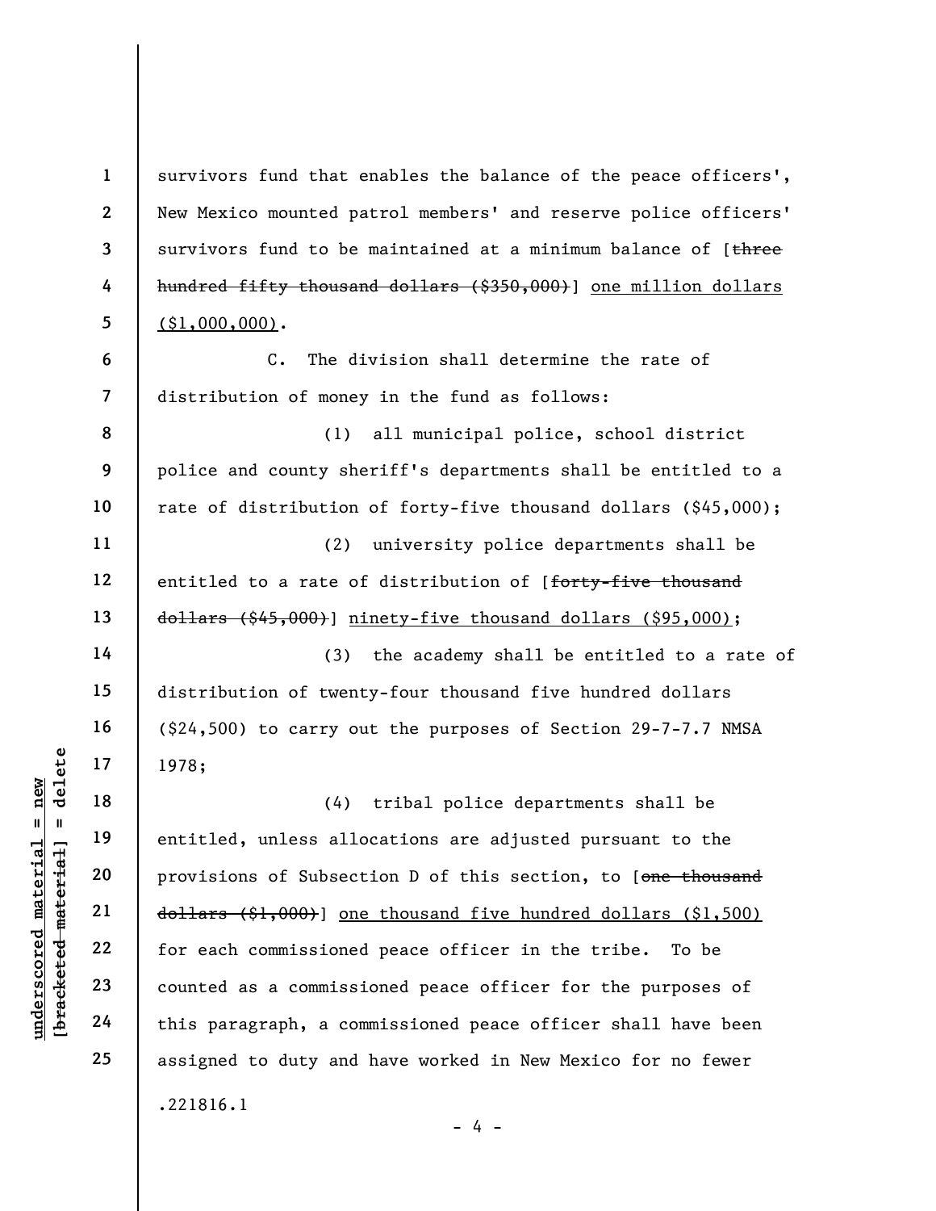survivors fund that enables the balance of the peace officers', New Mexico mounted patrol members' and reserve police officers' survivors fund to be maintained at a minimum balance of [~~three hundred fifty thousand dollars ($350,000)~~] <u>one million dollars ($1,000,000)</u>.

C. The division shall determine the rate of distribution of money in the fund as follows:

(1) all municipal police, school district police and county sheriff's departments shall be entitled to a rate of distribution of forty-five thousand dollars ($45,000);

(2) university police departments shall be entitled to a rate of distribution of [~~forty-five thousand dollars ($45,000)~~] <u>ninety-five thousand dollars ($95,000)</u>;

(3) the academy shall be entitled to a rate of distribution of twenty-four thousand five hundred dollars ($24,500) to carry out the purposes of Section 29-7-7.7 NMSA 1978;

(4) tribal police departments shall be entitled, unless allocations are adjusted pursuant to the provisions of Subsection D of this section, to [~~one thousand dollars ($1,000)~~] <u>one thousand five hundred dollars ($1,500)</u> for each commissioned peace officer in the tribe. To be counted as a commissioned peace officer for the purposes of this paragraph, a commissioned peace officer shall have been assigned to duty and have worked in New Mexico for no fewer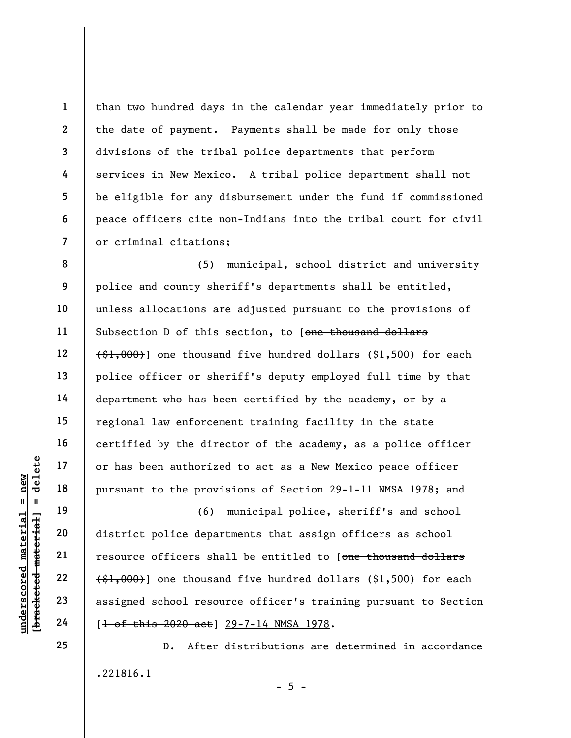than two hundred days in the calendar year immediately prior to the date of payment. Payments shall be made for only those divisions of the tribal police departments that perform services in New Mexico. A tribal police department shall not be eligible for any disbursement under the fund if commissioned peace officers cite non-Indians into the tribal court for civil or criminal citations;

(5) municipal, school district and university police and county sheriff's departments shall be entitled, unless allocations are adjusted pursuant to the provisions of Subsection D of this section, to [~~one thousand dollars ($1,000)~~] one thousand five hundred dollars ($1,500) for each police officer or sheriff's deputy employed full time by that department who has been certified by the academy, or by a regional law enforcement training facility in the state certified by the director of the academy, as a police officer or has been authorized to act as a New Mexico peace officer pursuant to the provisions of Section 29-1-11 NMSA 1978; and

(6) municipal police, sheriff's and school district police departments that assign officers as school resource officers shall be entitled to [~~one thousand dollars ($1,000)~~] one thousand five hundred dollars ($1,500) for each assigned school resource officer's training pursuant to Section [~~1 of this 2020 act~~] 29-7-14 NMSA 1978.

D. After distributions are determined in accordance

.221816.1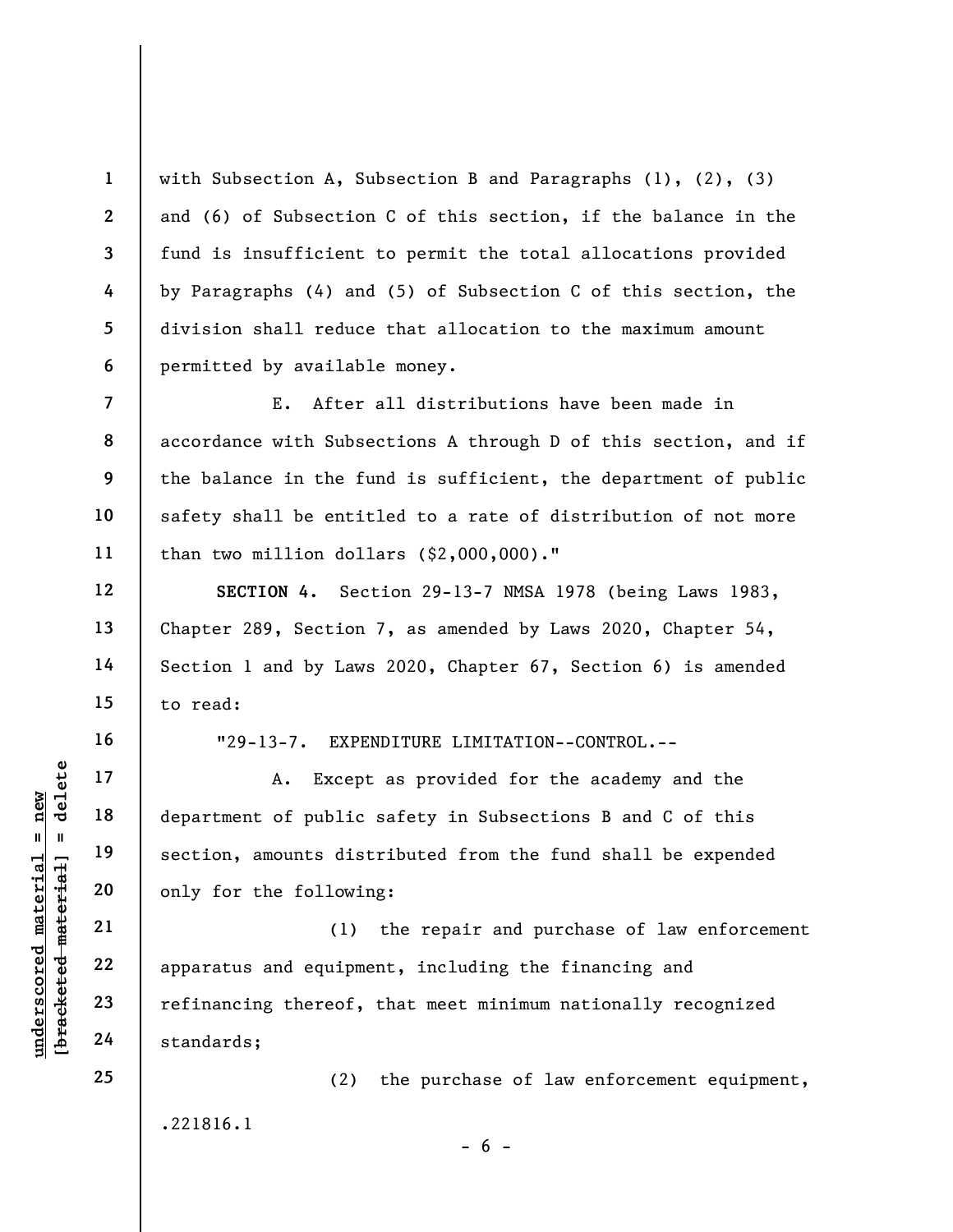with Subsection A, Subsection B and Paragraphs (1), (2), (3) and (6) of Subsection C of this section, if the balance in the fund is insufficient to permit the total allocations provided by Paragraphs (4) and (5) of Subsection C of this section, the division shall reduce that allocation to the maximum amount permitted by available money.

E. After all distributions have been made in accordance with Subsections A through D of this section, and if the balance in the fund is sufficient, the department of public safety shall be entitled to a rate of distribution of not more than two million dollars ($2,000,000)."

**SECTION 4.** Section 29-13-7 NMSA 1978 (being Laws 1983, Chapter 289, Section 7, as amended by Laws 2020, Chapter 54, Section 1 and by Laws 2020, Chapter 67, Section 6) is amended to read:

"29-13-7. EXPENDITURE LIMITATION--CONTROL.--

A. Except as provided for the academy and the department of public safety in Subsections B and C of this section, amounts distributed from the fund shall be expended only for the following:

(1) the repair and purchase of law enforcement apparatus and equipment, including the financing and refinancing thereof, that meet minimum nationally recognized standards;

(2) the purchase of law enforcement equipment,

.221816.1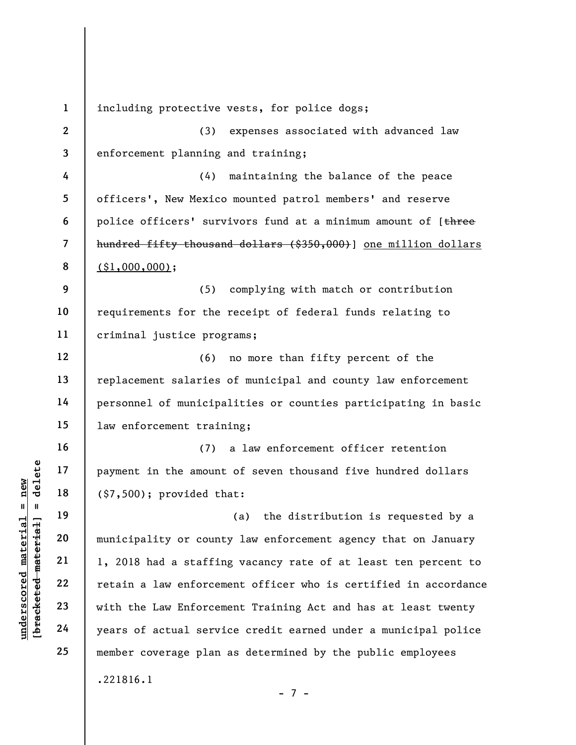including protective vests, for police dogs;

(3) expenses associated with advanced law enforcement planning and training;

(4) maintaining the balance of the peace officers', New Mexico mounted patrol members' and reserve police officers' survivors fund at a minimum amount of [~~three hundred fifty thousand dollars ($350,000)~~] <u>one million dollars ($1,000,000)</u>;

(5) complying with match or contribution requirements for the receipt of federal funds relating to criminal justice programs;

(6) no more than fifty percent of the replacement salaries of municipal and county law enforcement personnel of municipalities or counties participating in basic law enforcement training;

(7) a law enforcement officer retention payment in the amount of seven thousand five hundred dollars ($7,500); provided that:

(a) the distribution is requested by a municipality or county law enforcement agency that on January 1, 2018 had a staffing vacancy rate of at least ten percent to retain a law enforcement officer who is certified in accordance with the Law Enforcement Training Act and has at least twenty years of actual service credit earned under a municipal police member coverage plan as determined by the public employees

.221816.1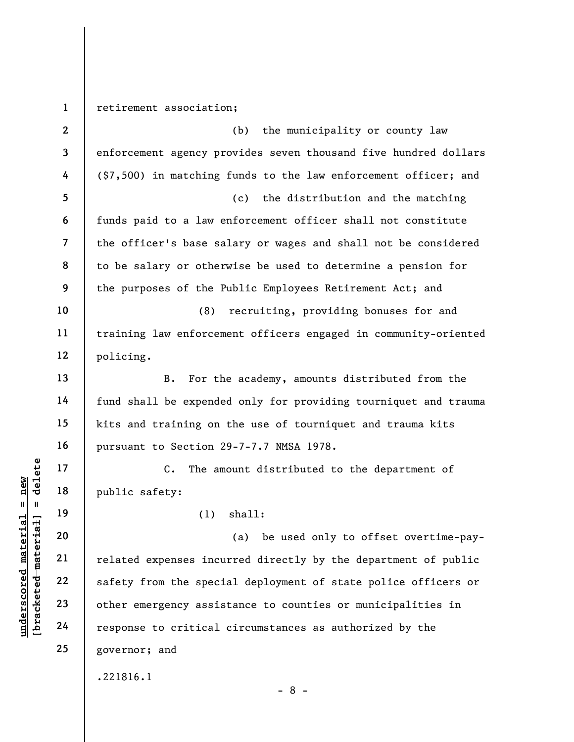retirement association;

(b) the municipality or county law enforcement agency provides seven thousand five hundred dollars ($7,500) in matching funds to the law enforcement officer; and

(c) the distribution and the matching funds paid to a law enforcement officer shall not constitute the officer's base salary or wages and shall not be considered to be salary or otherwise be used to determine a pension for the purposes of the Public Employees Retirement Act; and

(8) recruiting, providing bonuses for and training law enforcement officers engaged in community-oriented policing.

B. For the academy, amounts distributed from the fund shall be expended only for providing tourniquet and trauma kits and training on the use of tourniquet and trauma kits pursuant to Section 29-7-7.7 NMSA 1978.

C. The amount distributed to the department of public safety:

(1) shall:

(a) be used only to offset overtime-pay-related expenses incurred directly by the department of public safety from the special deployment of state police officers or other emergency assistance to counties or municipalities in response to critical circumstances as authorized by the governor; and

.221816.1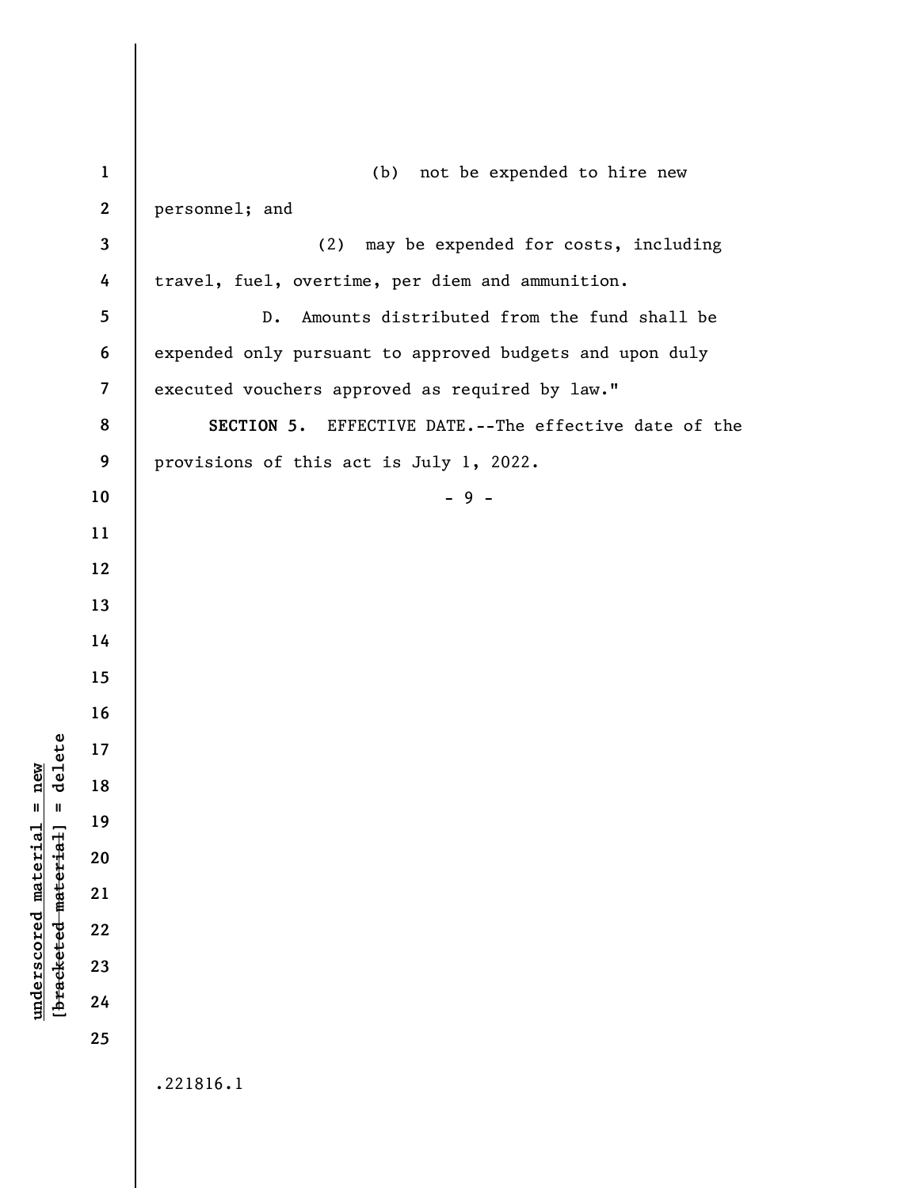(b) not be expended to hire new personnel; and

(2) may be expended for costs, including travel, fuel, overtime, per diem and ammunition.

D. Amounts distributed from the fund shall be expended only pursuant to approved budgets and upon duly executed vouchers approved as required by law."

**SECTION 5.** EFFECTIVE DATE.--The effective date of the provisions of this act is July 1, 2022.

.221816.1